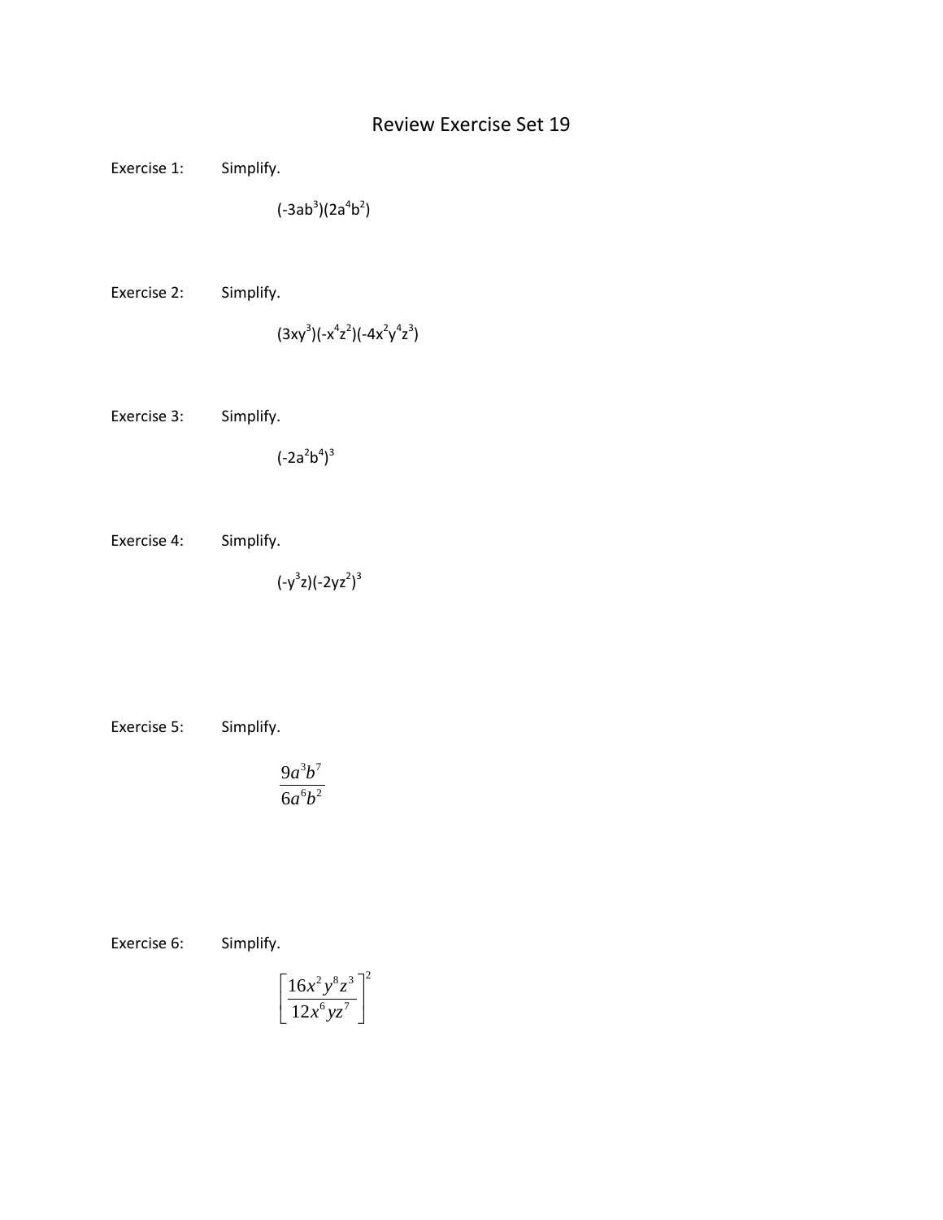# Review Exercise Set 19

Exercise 1: Simplify.

$$(-3ab^3)(2a^4b^2)$$

Exercise 2: Simplify.

$$(3xy^3)(-x^4z^2)(-4x^2y^4z^3)$$

Exercise 3: Simplify.

$$(-2a^2b^4)^3$$

Exercise 4: Simplify.

$$(-y^3z)(-2yz^2)^3$$

Exercise 5: Simplify.

$$\frac{9a^3b^7}{6a^6b^2}$$

Exercise 6: Simplify.

$$\left[\frac{16x^2y^8z^3}{12x^6yz^7}\right]^2$$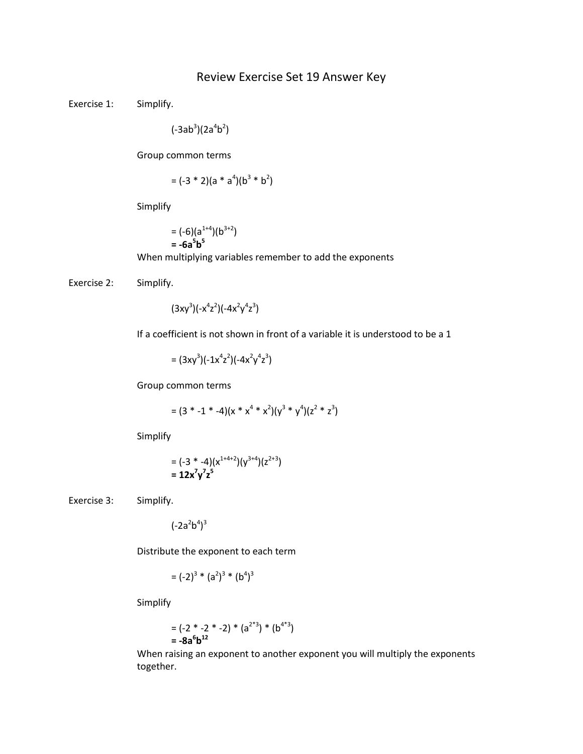# Review Exercise Set 19 Answer Key

Exercise 1: Simplify.

$$(-3ab^3)(2a^4b^2)$$

Group common terms

$$= (-3 * 2)(a * a^4)(b^3 * b^2)$$

Simplify

$$= (-6)(a^{1+4})(b^{3+2})$$

$$\mathbf{= -6a^5b^5}$$

When multiplying variables remember to add the exponents

Exercise 2: Simplify.

$$(3xy^3)(-x^4z^2)(-4x^2y^4z^3)$$

If a coefficient is not shown in front of a variable it is understood to be a 1

$$= (3xy^3)(-1x^4z^2)(-4x^2y^4z^3)$$

Group common terms

$$= (3 * -1 * -4)(x * x^4 * x^2)(y^3 * y^4)(z^2 * z^3)$$

Simplify

$$= (-3 * -4)(x^{1+4+2})(y^{3+4})(z^{2+3})$$

$$\mathbf{= 12x^7y^7z^5}$$

Exercise 3: Simplify.

$$(-2a^2b^4)^3$$

Distribute the exponent to each term

$$= (-2)^3 * (a^2)^3 * (b^4)^3$$

Simplify

$$= (-2 * -2 * -2) * (a^{2*3}) * (b^{4*3})$$

$$\mathbf{= -8a^6b^{12}}$$

When raising an exponent to another exponent you will multiply the exponents together.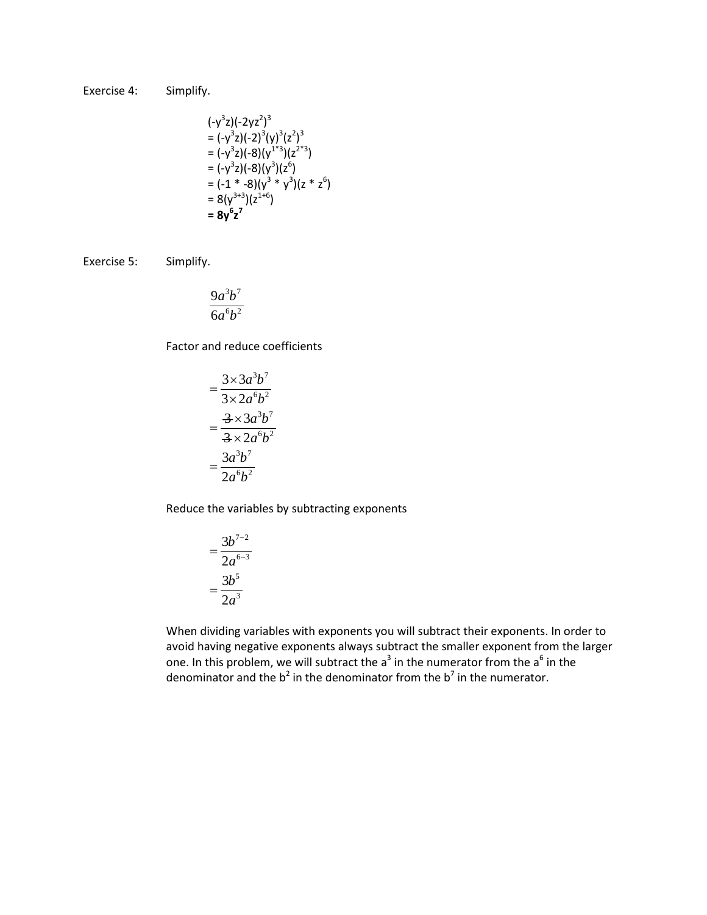Exercise 4: Simplify.

$$
\begin{aligned}
&(-y^3z)(-2yz^2)^3 \\
&= (-y^3z)(-2)^3(y)^3(z^2)^3 \\
&= (-y^3z)(-8)(y^{1*3})(z^{2*3}) \\
&= (-y^3z)(-8)(y^3)(z^6) \\
&= (-1 * -8)(y^3 * y^3)(z * z^6) \\
&= 8(y^{3+3})(z^{1+6}) \\
&= \mathbf{8y^6z^7}
\end{aligned}
$$

Exercise 5: Simplify.

$$\frac{9a^3b^7}{6a^6b^2}$$

Factor and reduce coefficients

$$
\begin{aligned}
&= \frac{3 \times 3a^3b^7}{3 \times 2a^6b^2} \\
&= \frac{\cancel{3} \times 3a^3b^7}{\cancel{3} \times 2a^6b^2} \\
&= \frac{3a^3b^7}{2a^6b^2}
\end{aligned}
$$

Reduce the variables by subtracting exponents

$$
\begin{aligned}
&= \frac{3b^{7-2}}{2a^{6-3}} \\
&= \frac{3b^5}{2a^3}
\end{aligned}
$$

When dividing variables with exponents you will subtract their exponents. In order to avoid having negative exponents always subtract the smaller exponent from the larger one. In this problem, we will subtract the $a^3$ in the numerator from the $a^6$ in the denominator and the $b^2$ in the denominator from the $b^7$ in the numerator.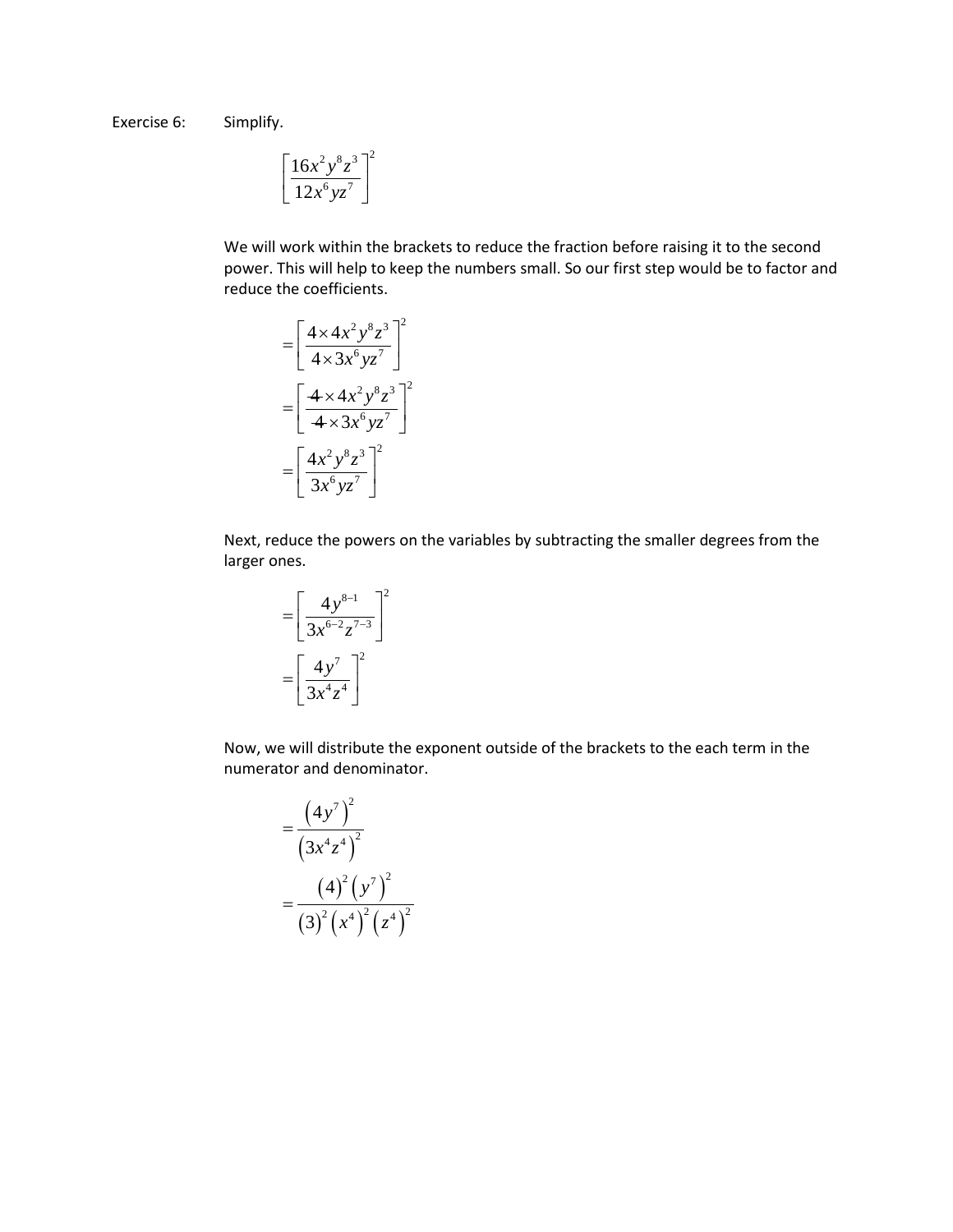Exercise 6: Simplify.

$$\left[\frac{16x^2y^8z^3}{12x^6yz^7}\right]^2$$

We will work within the brackets to reduce the fraction before raising it to the second power. This will help to keep the numbers small. So our first step would be to factor and reduce the coefficients.

$$=\left[\frac{4\times 4x^2y^8z^3}{4\times 3x^6yz^7}\right]^2$$

$$=\left[\frac{\cancel{4}\times 4x^2y^8z^3}{\cancel{4}\times 3x^6yz^7}\right]^2$$

$$=\left[\frac{4x^2y^8z^3}{3x^6yz^7}\right]^2$$

Next, reduce the powers on the variables by subtracting the smaller degrees from the larger ones.

$$=\left[\frac{4y^{8-1}}{3x^{6-2}z^{7-3}}\right]^2$$

$$=\left[\frac{4y^7}{3x^4z^4}\right]^2$$

Now, we will distribute the exponent outside of the brackets to the each term in the numerator and denominator.

$$=\frac{\left(4y^7\right)^2}{\left(3x^4z^4\right)^2}$$

$$=\frac{(4)^2\left(y^7\right)^2}{(3)^2\left(x^4\right)^2\left(z^4\right)^2}$$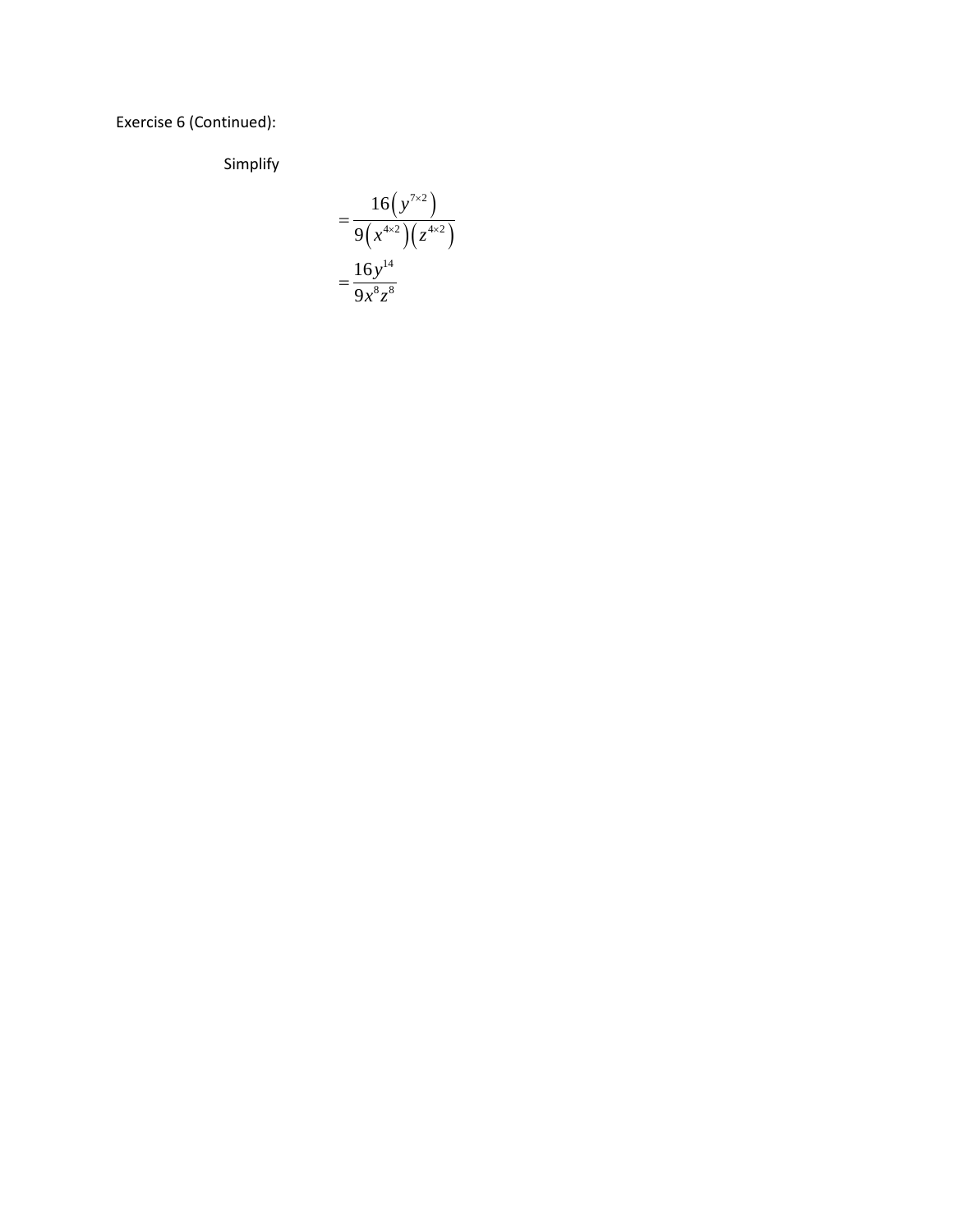Exercise 6 (Continued):

Simplify

$$
\begin{aligned}
&= \frac{16\left(y^{7\times 2}\right)}{9\left(x^{4\times 2}\right)\left(z^{4\times 2}\right)} \\
&= \frac{16y^{14}}{9x^{8}z^{8}}
\end{aligned}
$$